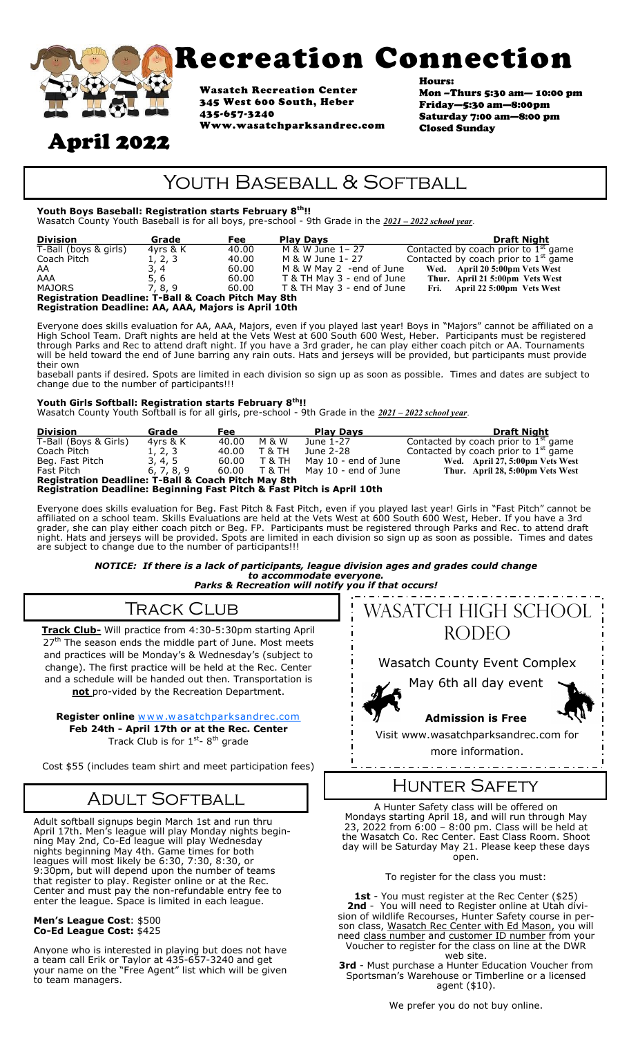# Recreation Connection

## April 2022

Wasatch Recreation Center
345 West 600 South, Heber
435-657-3240
Www.wasatchparksandrec.com

**Hours:**
Mon –Thurs 5:30 am— 10:00 pm
Friday—5:30 am—8:00pm
Saturday 7:00 am—8:00 pm
Closed Sunday

# Youth Baseball & Softball

### Youth Boys Baseball: Registration starts February 8th!!

Wasatch County Youth Baseball is for all boys, pre-school - 9th Grade in the ***2021 – 2022 school year***.

| Division | Grade | Fee | Play Days | Draft Night |
|---|---|---|---|---|
| T-Ball (boys & girls) | 4yrs & K | 40.00 | M & W June 1– 27 | Contacted by coach prior to 1st game |
| Coach Pitch | 1, 2, 3 | 40.00 | M & W June 1- 27 | Contacted by coach prior to 1st game |
| AA | 3, 4 | 60.00 | M & W May 2 -end of June | Wed. April 20 5:00pm Vets West |
| AAA | 5, 6 | 60.00 | T & TH May 3 - end of June | Thur. April 21 5:00pm Vets West |
| MAJORS | 7, 8, 9 | 60.00 | T & TH May 3 - end of June | Fri. April 22 5:00pm Vets West |

**Registration Deadline: T-Ball & Coach Pitch May 8th**
**Registration Deadline: AA, AAA, Majors is April 10th**

Everyone does skills evaluation for AA, AAA, Majors, even if you played last year! Boys in "Majors" cannot be affiliated on a High School Team. Draft nights are held at the Vets West at 600 South 600 West, Heber. Participants must be registered through Parks and Rec to attend draft night. If you have a 3rd grader, he can play either coach pitch or AA. Tournaments will be held toward the end of June barring any rain outs. Hats and jerseys will be provided, but participants must provide their own baseball pants if desired. Spots are limited in each division so sign up as soon as possible. Times and dates are subject to change due to the number of participants!!!

### Youth Girls Softball: Registration starts February 8th!!

Wasatch County Youth Softball is for all girls, pre-school - 9th Grade in the ***2021 – 2022 school year***.

| Division | Grade | Fee | Play Days | | Draft Night |
|---|---|---|---|---|---|
| T-Ball (Boys & Girls) | 4yrs & K | 40.00 | M & W | June 1-27 | Contacted by coach prior to 1st game |
| Coach Pitch | 1, 2, 3 | 40.00 | T & TH | June 2-28 | Contacted by coach prior to 1st game |
| Beg. Fast Pitch | 3, 4, 5 | 60.00 | T & TH | May 10 - end of June | Wed. April 27, 5:00pm Vets West |
| Fast Pitch | 6, 7, 8, 9 | 60.00 | T & TH | May 10 - end of June | Thur. April 28, 5:00pm Vets West |

**Registration Deadline: T-Ball & Coach Pitch May 8th**
**Registration Deadline: Beginning Fast Pitch & Fast Pitch is April 10th**

Everyone does skills evaluation for Beg. Fast Pitch & Fast Pitch, even if you played last year! Girls in "Fast Pitch" cannot be affiliated on a school team. Skills Evaluations are held at the Vets West at 600 South 600 West, Heber. If you have a 3rd grader, she can play either coach pitch or Beg. FP. Participants must be registered through Parks and Rec. to attend draft night. Hats and jerseys will be provided. Spots are limited in each division so sign up as soon as possible. Times and dates are subject to change due to the number of participants!!!

***NOTICE: If there is a lack of participants, league division ages and grades could change to accommodate everyone.***
***Parks & Recreation will notify you if that occurs!***

# Track Club

**Track Club-** Will practice from 4:30-5:30pm starting April 27th The season ends the middle part of June. Most meets and practices will be Monday's & Wednesday's (subject to change). The first practice will be held at the Rec. Center and a schedule will be handed out then. Transportation is **not** pro-vided by the Recreation Department.

**Register online** www.wasatchparksandrec.com
**Feb 24th - April 17th or at the Rec. Center**
Track Club is for 1st- 8th grade

Cost $55 (includes team shirt and meet participation fees)

# Wasatch High School Rodeo

Wasatch County Event Complex

May 6th all day event

**Admission is Free**

Visit www.wasatchparksandrec.com for more information.

# Adult Softball

Adult softball signups begin March 1st and run thru April 17th. Men's league will play Monday nights beginning May 2nd, Co-Ed league will play Wednesday nights beginning May 4th. Game times for both leagues will most likely be 6:30, 7:30, 8:30, or 9:30pm, but will depend upon the number of teams that register to play. Register online or at the Rec. Center and must pay the non-refundable entry fee to enter the league. Space is limited in each league.

**Men's League Cost**: $500
**Co-Ed League Cost:** $425

Anyone who is interested in playing but does not have a team call Erik or Taylor at 435-657-3240 and get your name on the "Free Agent" list which will be given to team managers.

# Hunter Safety

A Hunter Safety class will be offered on Mondays starting April 18, and will run through May 23, 2022 from 6:00 – 8:00 pm. Class will be held at the Wasatch Co. Rec Center. East Class Room. Shoot day will be Saturday May 21. Please keep these days open.

To register for the class you must:

**1st** - You must register at the Rec Center ($25)
**2nd** - You will need to Register online at Utah division of wildlife Recourses, Hunter Safety course in person class, Wasatch Rec Center with Ed Mason, you will need class number and customer ID number from your Voucher to register for the class on line at the DWR web site.
**3rd** - Must purchase a Hunter Education Voucher from Sportsman's Warehouse or Timberline or a licensed agent ($10).

We prefer you do not buy online.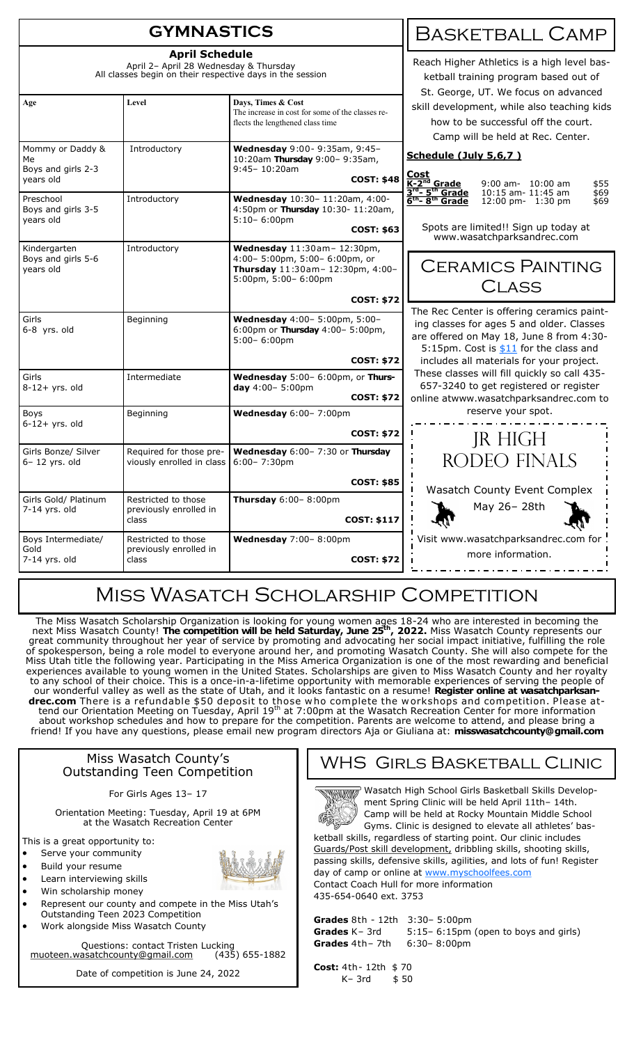# GYMNASTICS

**April Schedule**

April 2– April 28 Wednesday & Thursday
All classes begin on their respective days in the session

| Age | Level | Days, Times & Cost<br>The increase in cost for some of the classes reflects the lengthened class time |
|---|---|---|
| Mommy or Daddy & Me<br>Boys and girls 2-3 years old | Introductory | **Wednesday** 9:00- 9:35am, 9:45– 10:20am **Thursday** 9:00– 9:35am, 9:45– 10:20am<br>**COST: $48** |
| Preschool<br>Boys and girls 3-5 years old | Introductory | **Wednesday** 10:30– 11:20am, 4:00- 4:50pm or **Thursday** 10:30- 11:20am, 5:10– 6:00pm<br>**COST: $63** |
| Kindergarten<br>Boys and girls 5-6 years old | Introductory | **Wednesday** 11:30am– 12:30pm, 4:00– 5:00pm, 5:00– 6:00pm, or **Thursday** 11:30am– 12:30pm, 4:00– 5:00pm, 5:00– 6:00pm<br>**COST: $72** |
| Girls<br>6-8 yrs. old | Beginning | **Wednesday** 4:00– 5:00pm, 5:00– 6:00pm or **Thursday** 4:00– 5:00pm, 5:00– 6:00pm<br>**COST: $72** |
| Girls<br>8-12+ yrs. old | Intermediate | **Wednesday** 5:00– 6:00pm, or **Thursday** 4:00– 5:00pm<br>**COST: $72** |
| Boys<br>6-12+ yrs. old | Beginning | **Wednesday** 6:00– 7:00pm<br>**COST: $72** |
| Girls Bonze/ Silver<br>6– 12 yrs. old | Required for those previously enrolled in class | **Wednesday** 6:00– 7:30 or **Thursday** 6:00– 7:30pm<br>**COST: $85** |
| Girls Gold/ Platinum<br>7-14 yrs. old | Restricted to those previously enrolled in class | **Thursday** 6:00– 8:00pm<br>**COST: $117** |
| Boys Intermediate/ Gold<br>7-14 yrs. old | Restricted to those previously enrolled in class | **Wednesday** 7:00– 8:00pm<br>**COST: $72** |

# Basketball Camp

Reach Higher Athletics is a high level basketball training program based out of St. George, UT. We focus on advanced skill development, while also teaching kids how to be successful off the court. Camp will be held at Rec. Center.

**Schedule (July 5,6,7 )**

| Cost | | |
|---|---|---|
| K-2nd Grade | 9:00 am- 10:00 am | $55 |
| 3rd- 5th Grade | 10:15 am- 11:45 am | $69 |
| 6th- 8th Grade | 12:00 pm- 1:30 pm | $69 |

Spots are limited!! Sign up today at www.wasatchparksandrec.com

# Ceramics Painting Class

The Rec Center is offering ceramics painting classes for ages 5 and older. Classes are offered on May 18, June 8 from 4:30-5:15pm. Cost is $11 for the class and includes all materials for your project. These classes will fill quickly so call 435-657-3240 to get registered or register online atwww.wasatchparksandrec.com to reserve your spot.

# JR High Rodeo Finals

Wasatch County Event Complex

May 26– 28th

Visit www.wasatchparksandrec.com for more information.

# Miss Wasatch Scholarship Competition

The Miss Wasatch Scholarship Organization is looking for young women ages 18-24 who are interested in becoming the next Miss Wasatch County! **The competition will be held Saturday, June 25th, 2022.** Miss Wasatch County represents our great community throughout her year of service by promoting and advocating her social impact initiative, fulfilling the role of spokesperson, being a role model to everyone around her, and promoting Wasatch County. She will also compete for the Miss Utah title the following year. Participating in the Miss America Organization is one of the most rewarding and beneficial experiences available to young women in the United States. Scholarships are given to Miss Wasatch County and her royalty to any school of their choice. This is a once-in-a-lifetime opportunity with memorable experiences of serving the people of our wonderful valley as well as the state of Utah, and it looks fantastic on a resume! **Register online at wasatchparksandrec.com** There is a refundable $50 deposit to those who complete the workshops and competition. Please attend our Orientation Meeting on Tuesday, April 19th at 7:00pm at the Wasatch Recreation Center for more information about workshop schedules and how to prepare for the competition. Parents are welcome to attend, and please bring a friend! If you have any questions, please email new program directors Aja or Giuliana at: **misswasatchcounty@gmail.com**

## Miss Wasatch County's Outstanding Teen Competition

For Girls Ages 13– 17

Orientation Meeting: Tuesday, April 19 at 6PM at the Wasatch Recreation Center

This is a great opportunity to:

- Serve your community
- Build your resume
- Learn interviewing skills
- Win scholarship money
- Represent our county and compete in the Miss Utah's Outstanding Teen 2023 Competition
- Work alongside Miss Wasatch County

Questions: contact Tristen Lucking
muoteen.wasatchcounty@gmail.com (435) 655-1882

Date of competition is June 24, 2022

# WHS Girls Basketball Clinic

Wasatch High School Girls Basketball Skills Development Spring Clinic will be held April 11th– 14th. Camp will be held at Rocky Mountain Middle School Gyms. Clinic is designed to elevate all athletes' basketball skills, regardless of starting point. Our clinic includes Guards/Post skill development, dribbling skills, shooting skills, passing skills, defensive skills, agilities, and lots of fun! Register day of camp or online at www.myschoolfees.com
Contact Coach Hull for more information
435-654-0640 ext. 3753

**Grades** 8th - 12th 3:30– 5:00pm
**Grades** K– 3rd 5:15– 6:15pm (open to boys and girls)
**Grades** 4th– 7th 6:30– 8:00pm

**Cost:** 4th- 12th $ 70
K– 3rd $ 50